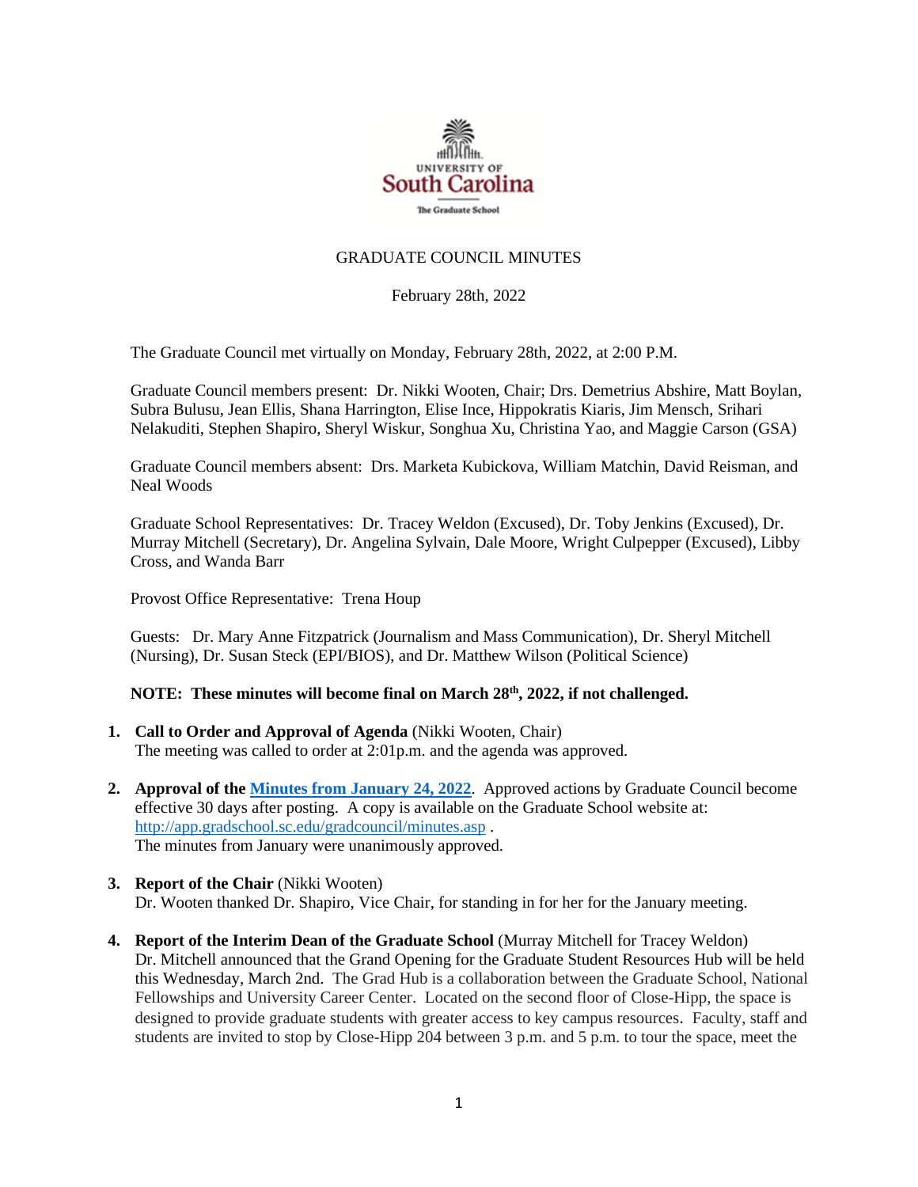UNIVERSITY OF
South Carolina
The Graduate School

# GRADUATE COUNCIL MINUTES

February 28th, 2022

The Graduate Council met virtually on Monday, February 28th, 2022, at 2:00 P.M.

Graduate Council members present: Dr. Nikki Wooten, Chair; Drs. Demetrius Abshire, Matt Boylan, Subra Bulusu, Jean Ellis, Shana Harrington, Elise Ince, Hippokratis Kiaris, Jim Mensch, Srihari Nelakuditi, Stephen Shapiro, Sheryl Wiskur, Songhua Xu, Christina Yao, and Maggie Carson (GSA)

Graduate Council members absent: Drs. Marketa Kubickova, William Matchin, David Reisman, and Neal Woods

Graduate School Representatives: Dr. Tracey Weldon (Excused), Dr. Toby Jenkins (Excused), Dr. Murray Mitchell (Secretary), Dr. Angelina Sylvain, Dale Moore, Wright Culpepper (Excused), Libby Cross, and Wanda Barr

Provost Office Representative: Trena Houp

Guests: Dr. Mary Anne Fitzpatrick (Journalism and Mass Communication), Dr. Sheryl Mitchell (Nursing), Dr. Susan Steck (EPI/BIOS), and Dr. Matthew Wilson (Political Science)

**NOTE: These minutes will become final on March 28th, 2022, if not challenged.**

1. **Call to Order and Approval of Agenda** (Nikki Wooten, Chair)
   The meeting was called to order at 2:01p.m. and the agenda was approved.

2. **Approval of the [Minutes from January 24, 2022](http://app.gradschool.sc.edu/gradcouncil/minutes.asp)**. Approved actions by Graduate Council become effective 30 days after posting. A copy is available on the Graduate School website at: http://app.gradschool.sc.edu/gradcouncil/minutes.asp .
   The minutes from January were unanimously approved.

3. **Report of the Chair** (Nikki Wooten)
   Dr. Wooten thanked Dr. Shapiro, Vice Chair, for standing in for her for the January meeting.

4. **Report of the Interim Dean of the Graduate School** (Murray Mitchell for Tracey Weldon)
   Dr. Mitchell announced that the Grand Opening for the Graduate Student Resources Hub will be held this Wednesday, March 2nd. The Grad Hub is a collaboration between the Graduate School, National Fellowships and University Career Center. Located on the second floor of Close-Hipp, the space is designed to provide graduate students with greater access to key campus resources. Faculty, staff and students are invited to stop by Close-Hipp 204 between 3 p.m. and 5 p.m. to tour the space, meet the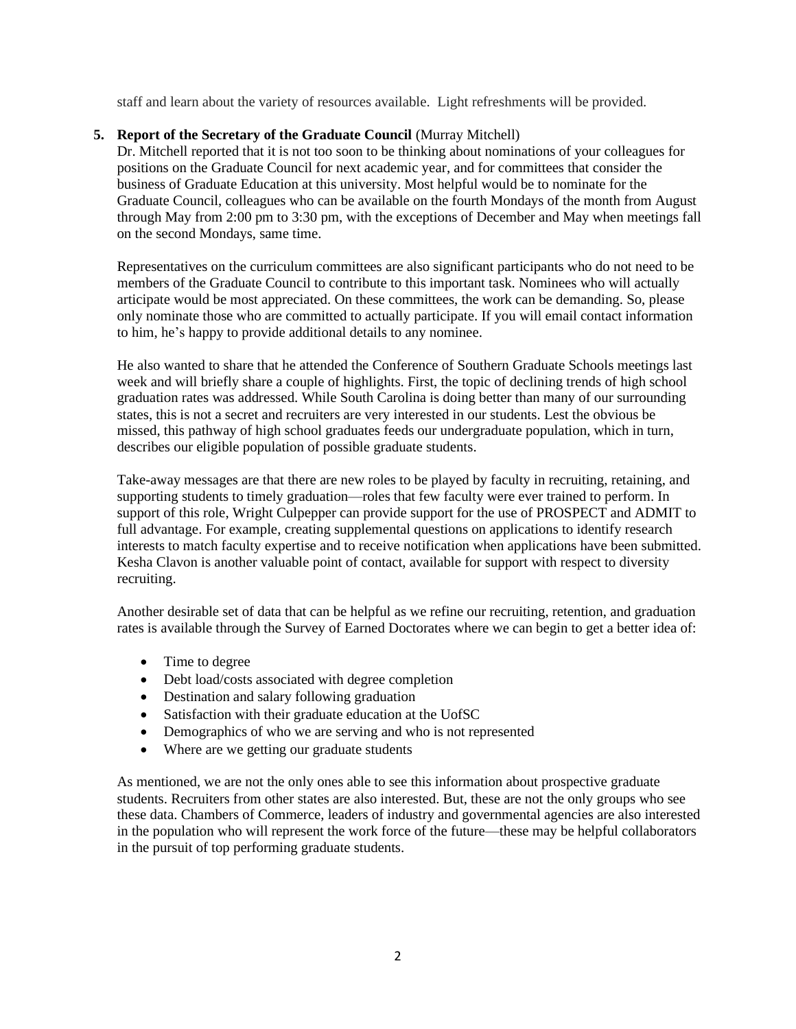staff and learn about the variety of resources available. Light refreshments will be provided.

5. **Report of the Secretary of the Graduate Council** (Murray Mitchell)

Dr. Mitchell reported that it is not too soon to be thinking about nominations of your colleagues for positions on the Graduate Council for next academic year, and for committees that consider the business of Graduate Education at this university. Most helpful would be to nominate for the Graduate Council, colleagues who can be available on the fourth Mondays of the month from August through May from 2:00 pm to 3:30 pm, with the exceptions of December and May when meetings fall on the second Mondays, same time.

Representatives on the curriculum committees are also significant participants who do not need to be members of the Graduate Council to contribute to this important task. Nominees who will actually articipate would be most appreciated. On these committees, the work can be demanding. So, please only nominate those who are committed to actually participate. If you will email contact information to him, he's happy to provide additional details to any nominee.

He also wanted to share that he attended the Conference of Southern Graduate Schools meetings last week and will briefly share a couple of highlights. First, the topic of declining trends of high school graduation rates was addressed. While South Carolina is doing better than many of our surrounding states, this is not a secret and recruiters are very interested in our students. Lest the obvious be missed, this pathway of high school graduates feeds our undergraduate population, which in turn, describes our eligible population of possible graduate students.

Take-away messages are that there are new roles to be played by faculty in recruiting, retaining, and supporting students to timely graduation—roles that few faculty were ever trained to perform. In support of this role, Wright Culpepper can provide support for the use of PROSPECT and ADMIT to full advantage. For example, creating supplemental questions on applications to identify research interests to match faculty expertise and to receive notification when applications have been submitted. Kesha Clavon is another valuable point of contact, available for support with respect to diversity recruiting.

Another desirable set of data that can be helpful as we refine our recruiting, retention, and graduation rates is available through the Survey of Earned Doctorates where we can begin to get a better idea of:

- Time to degree
- Debt load/costs associated with degree completion
- Destination and salary following graduation
- Satisfaction with their graduate education at the UofSC
- Demographics of who we are serving and who is not represented
- Where are we getting our graduate students

As mentioned, we are not the only ones able to see this information about prospective graduate students. Recruiters from other states are also interested. But, these are not the only groups who see these data. Chambers of Commerce, leaders of industry and governmental agencies are also interested in the population who will represent the work force of the future—these may be helpful collaborators in the pursuit of top performing graduate students.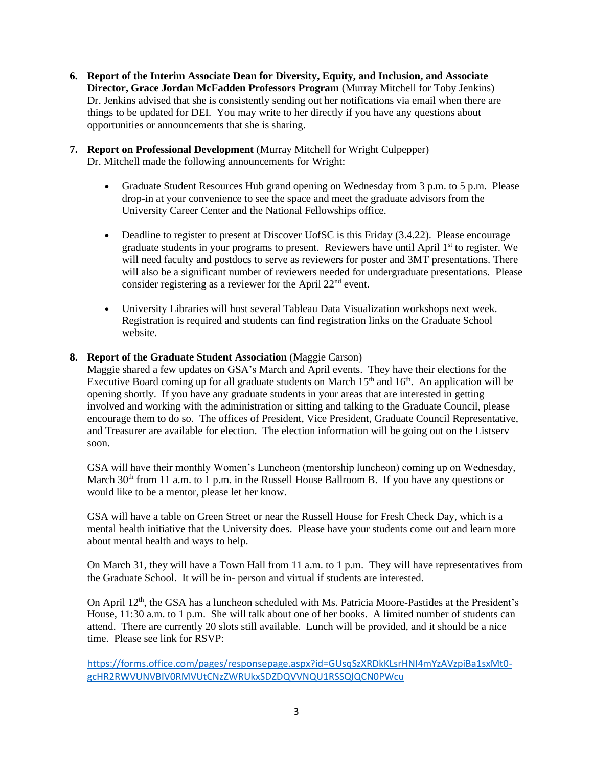6. **Report of the Interim Associate Dean for Diversity, Equity, and Inclusion, and Associate Director, Grace Jordan McFadden Professors Program** (Murray Mitchell for Toby Jenkins)
   Dr. Jenkins advised that she is consistently sending out her notifications via email when there are things to be updated for DEI. You may write to her directly if you have any questions about opportunities or announcements that she is sharing.

7. **Report on Professional Development** (Murray Mitchell for Wright Culpepper)
   Dr. Mitchell made the following announcements for Wright:

   - Graduate Student Resources Hub grand opening on Wednesday from 3 p.m. to 5 p.m. Please drop-in at your convenience to see the space and meet the graduate advisors from the University Career Center and the National Fellowships office.

   - Deadline to register to present at Discover UofSC is this Friday (3.4.22). Please encourage graduate students in your programs to present. Reviewers have until April 1st to register. We will need faculty and postdocs to serve as reviewers for poster and 3MT presentations. There will also be a significant number of reviewers needed for undergraduate presentations. Please consider registering as a reviewer for the April 22nd event.

   - University Libraries will host several Tableau Data Visualization workshops next week. Registration is required and students can find registration links on the Graduate School website.

8. **Report of the Graduate Student Association** (Maggie Carson)
   Maggie shared a few updates on GSA's March and April events. They have their elections for the Executive Board coming up for all graduate students on March 15th and 16th. An application will be opening shortly. If you have any graduate students in your areas that are interested in getting involved and working with the administration or sitting and talking to the Graduate Council, please encourage them to do so. The offices of President, Vice President, Graduate Council Representative, and Treasurer are available for election. The election information will be going out on the Listserv soon.

   GSA will have their monthly Women's Luncheon (mentorship luncheon) coming up on Wednesday, March 30th from 11 a.m. to 1 p.m. in the Russell House Ballroom B. If you have any questions or would like to be a mentor, please let her know.

   GSA will have a table on Green Street or near the Russell House for Fresh Check Day, which is a mental health initiative that the University does. Please have your students come out and learn more about mental health and ways to help.

   On March 31, they will have a Town Hall from 11 a.m. to 1 p.m. They will have representatives from the Graduate School. It will be in- person and virtual if students are interested.

   On April 12th, the GSA has a luncheon scheduled with Ms. Patricia Moore-Pastides at the President's House, 11:30 a.m. to 1 p.m. She will talk about one of her books. A limited number of students can attend. There are currently 20 slots still available. Lunch will be provided, and it should be a nice time. Please see link for RSVP:

   https://forms.office.com/pages/responsepage.aspx?id=GUsqSzXRDkKLsrHNI4mYzAVzpiBa1sxMt0-gcHR2RWVUNVBIV0RMVUtCNzZWRUkxSDZDQVVNQU1RSSQlQCN0PWcu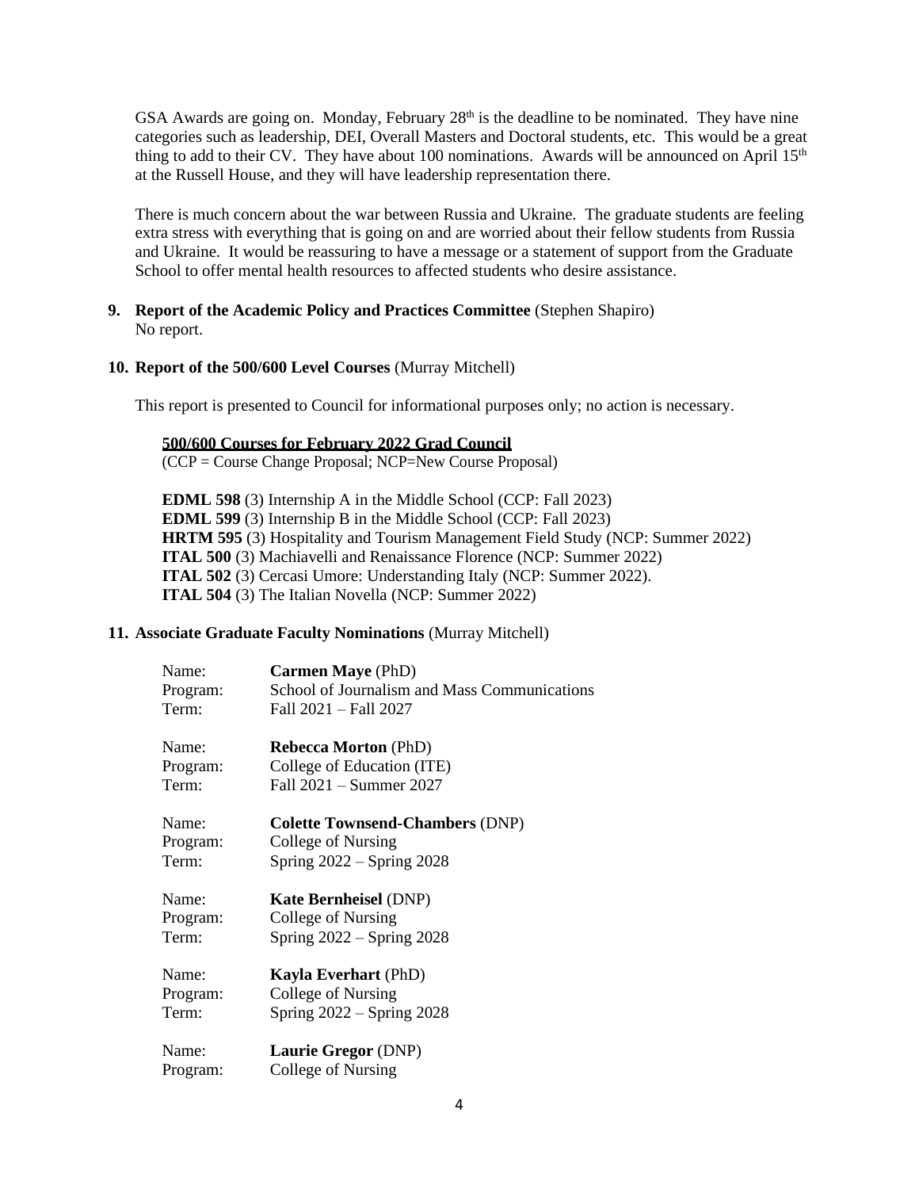GSA Awards are going on. Monday, February 28th is the deadline to be nominated. They have nine categories such as leadership, DEI, Overall Masters and Doctoral students, etc. This would be a great thing to add to their CV. They have about 100 nominations. Awards will be announced on April 15th at the Russell House, and they will have leadership representation there.

There is much concern about the war between Russia and Ukraine. The graduate students are feeling extra stress with everything that is going on and are worried about their fellow students from Russia and Ukraine. It would be reassuring to have a message or a statement of support from the Graduate School to offer mental health resources to affected students who desire assistance.

**9. Report of the Academic Policy and Practices Committee** (Stephen Shapiro)
No report.

**10. Report of the 500/600 Level Courses** (Murray Mitchell)

This report is presented to Council for informational purposes only; no action is necessary.

**500/600 Courses for February 2022 Grad Council**
(CCP = Course Change Proposal; NCP=New Course Proposal)

**EDML 598** (3) Internship A in the Middle School (CCP: Fall 2023)
**EDML 599** (3) Internship B in the Middle School (CCP: Fall 2023)
**HRTM 595** (3) Hospitality and Tourism Management Field Study (NCP: Summer 2022)
**ITAL 500** (3) Machiavelli and Renaissance Florence (NCP: Summer 2022)
**ITAL 502** (3) Cercasi Umore: Understanding Italy (NCP: Summer 2022).
**ITAL 504** (3) The Italian Novella (NCP: Summer 2022)

**11. Associate Graduate Faculty Nominations** (Murray Mitchell)

Name: **Carmen Maye** (PhD)
Program: School of Journalism and Mass Communications
Term: Fall 2021 – Fall 2027

Name: **Rebecca Morton** (PhD)
Program: College of Education (ITE)
Term: Fall 2021 – Summer 2027

Name: **Colette Townsend-Chambers** (DNP)
Program: College of Nursing
Term: Spring 2022 – Spring 2028

Name: **Kate Bernheisel** (DNP)
Program: College of Nursing
Term: Spring 2022 – Spring 2028

Name: **Kayla Everhart** (PhD)
Program: College of Nursing
Term: Spring 2022 – Spring 2028

Name: **Laurie Gregor** (DNP)
Program: College of Nursing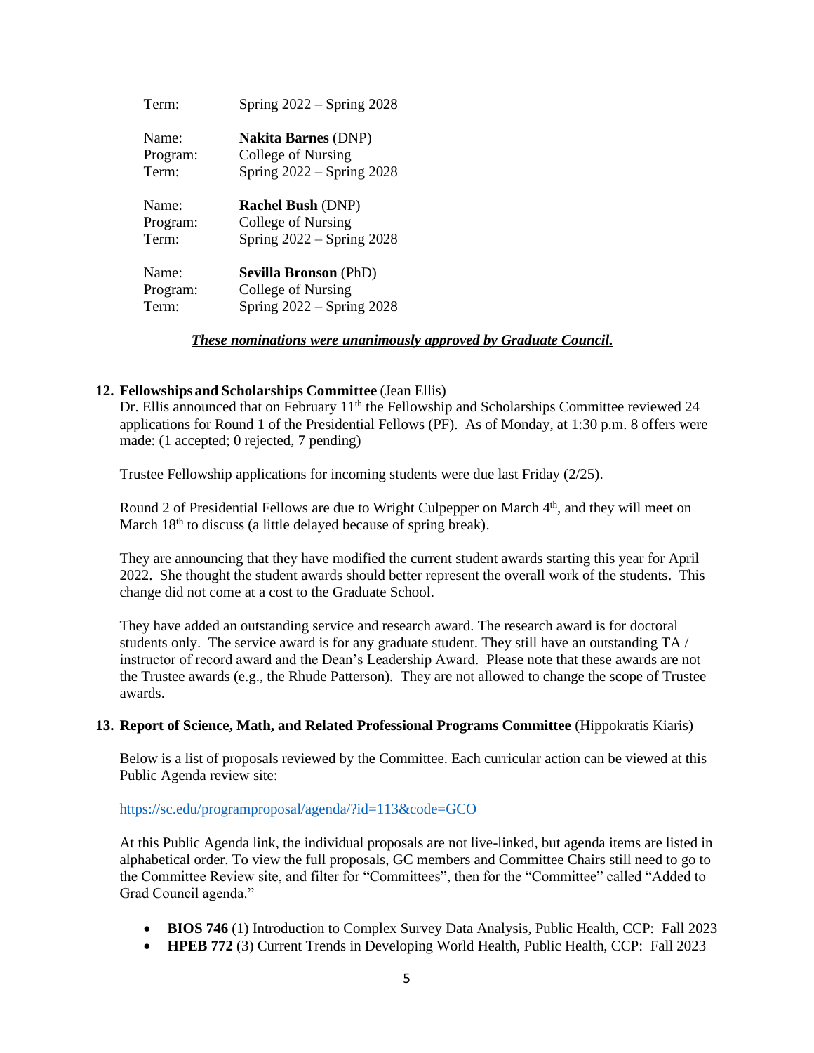Term: Spring 2022 – Spring 2028

Name: **Nakita Barnes** (DNP)
Program: College of Nursing
Term: Spring 2022 – Spring 2028

Name: **Rachel Bush** (DNP)
Program: College of Nursing
Term: Spring 2022 – Spring 2028

Name: **Sevilla Bronson** (PhD)
Program: College of Nursing
Term: Spring 2022 – Spring 2028

***These nominations were unanimously approved by Graduate Council.***

**12. Fellowships and Scholarships Committee** (Jean Ellis)

Dr. Ellis announced that on February 11th the Fellowship and Scholarships Committee reviewed 24 applications for Round 1 of the Presidential Fellows (PF). As of Monday, at 1:30 p.m. 8 offers were made: (1 accepted; 0 rejected, 7 pending)

Trustee Fellowship applications for incoming students were due last Friday (2/25).

Round 2 of Presidential Fellows are due to Wright Culpepper on March 4th, and they will meet on March 18th to discuss (a little delayed because of spring break).

They are announcing that they have modified the current student awards starting this year for April 2022. She thought the student awards should better represent the overall work of the students. This change did not come at a cost to the Graduate School.

They have added an outstanding service and research award. The research award is for doctoral students only. The service award is for any graduate student. They still have an outstanding TA / instructor of record award and the Dean's Leadership Award. Please note that these awards are not the Trustee awards (e.g., the Rhude Patterson). They are not allowed to change the scope of Trustee awards.

**13. Report of Science, Math, and Related Professional Programs Committee** (Hippokratis Kiaris)

Below is a list of proposals reviewed by the Committee. Each curricular action can be viewed at this Public Agenda review site:

https://sc.edu/programproposal/agenda/?id=113&code=GCO

At this Public Agenda link, the individual proposals are not live-linked, but agenda items are listed in alphabetical order. To view the full proposals, GC members and Committee Chairs still need to go to the Committee Review site, and filter for "Committees", then for the "Committee" called "Added to Grad Council agenda."

- **BIOS 746** (1) Introduction to Complex Survey Data Analysis, Public Health, CCP: Fall 2023
- **HPEB 772** (3) Current Trends in Developing World Health, Public Health, CCP: Fall 2023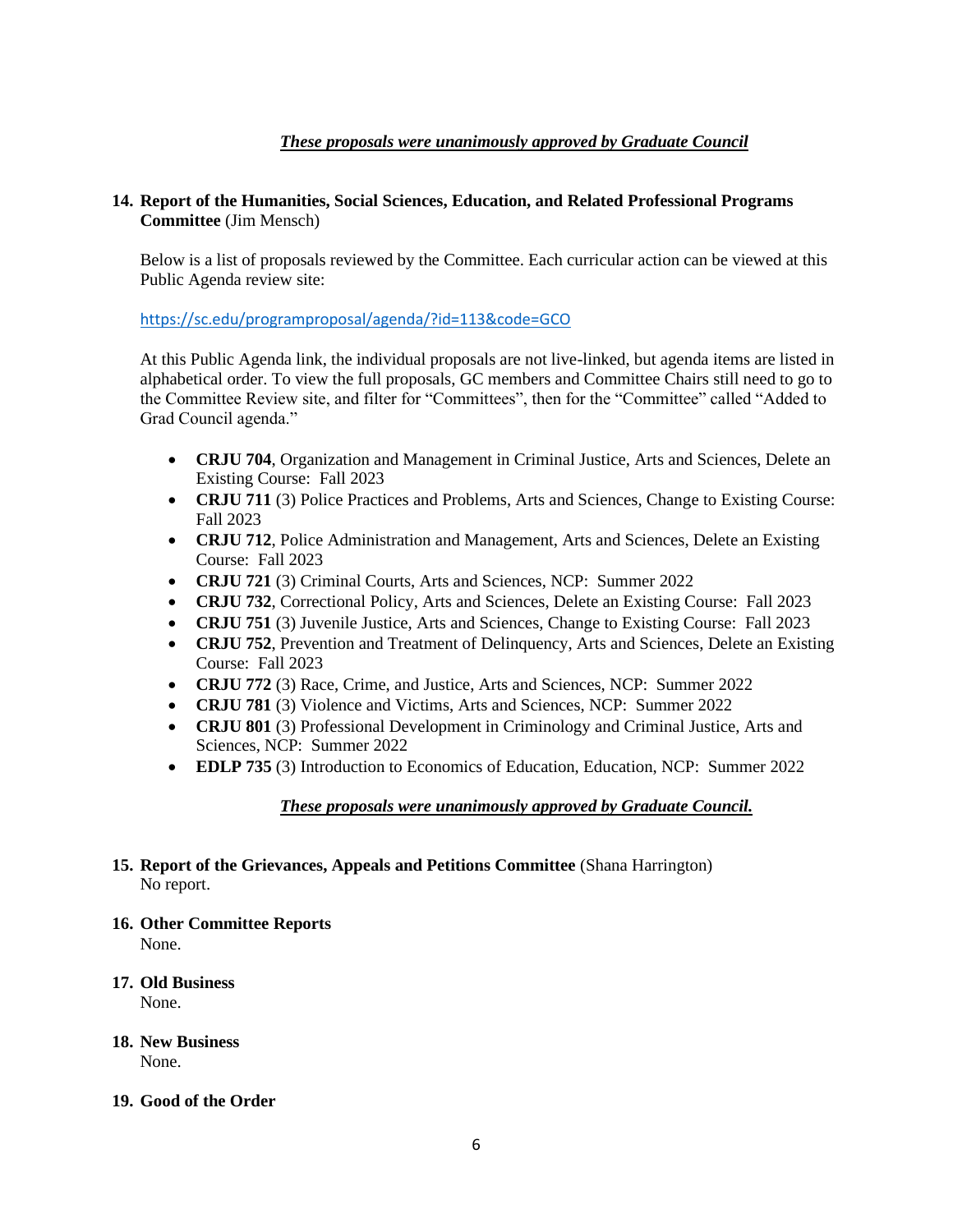***These proposals were unanimously approved by Graduate Council***

**14. Report of the Humanities, Social Sciences, Education, and Related Professional Programs Committee** (Jim Mensch)

Below is a list of proposals reviewed by the Committee. Each curricular action can be viewed at this Public Agenda review site:

https://sc.edu/programproposal/agenda/?id=113&code=GCO

At this Public Agenda link, the individual proposals are not live-linked, but agenda items are listed in alphabetical order. To view the full proposals, GC members and Committee Chairs still need to go to the Committee Review site, and filter for "Committees", then for the "Committee" called "Added to Grad Council agenda."

- **CRJU 704**, Organization and Management in Criminal Justice, Arts and Sciences, Delete an Existing Course: Fall 2023
- **CRJU 711** (3) Police Practices and Problems, Arts and Sciences, Change to Existing Course: Fall 2023
- **CRJU 712**, Police Administration and Management, Arts and Sciences, Delete an Existing Course: Fall 2023
- **CRJU 721** (3) Criminal Courts, Arts and Sciences, NCP: Summer 2022
- **CRJU 732**, Correctional Policy, Arts and Sciences, Delete an Existing Course: Fall 2023
- **CRJU 751** (3) Juvenile Justice, Arts and Sciences, Change to Existing Course: Fall 2023
- **CRJU 752**, Prevention and Treatment of Delinquency, Arts and Sciences, Delete an Existing Course: Fall 2023
- **CRJU 772** (3) Race, Crime, and Justice, Arts and Sciences, NCP: Summer 2022
- **CRJU 781** (3) Violence and Victims, Arts and Sciences, NCP: Summer 2022
- **CRJU 801** (3) Professional Development in Criminology and Criminal Justice, Arts and Sciences, NCP: Summer 2022
- **EDLP 735** (3) Introduction to Economics of Education, Education, NCP: Summer 2022

***These proposals were unanimously approved by Graduate Council.***

**15. Report of the Grievances, Appeals and Petitions Committee** (Shana Harrington)
No report.

**16. Other Committee Reports**
None.

**17. Old Business**
None.

**18. New Business**
None.

**19. Good of the Order**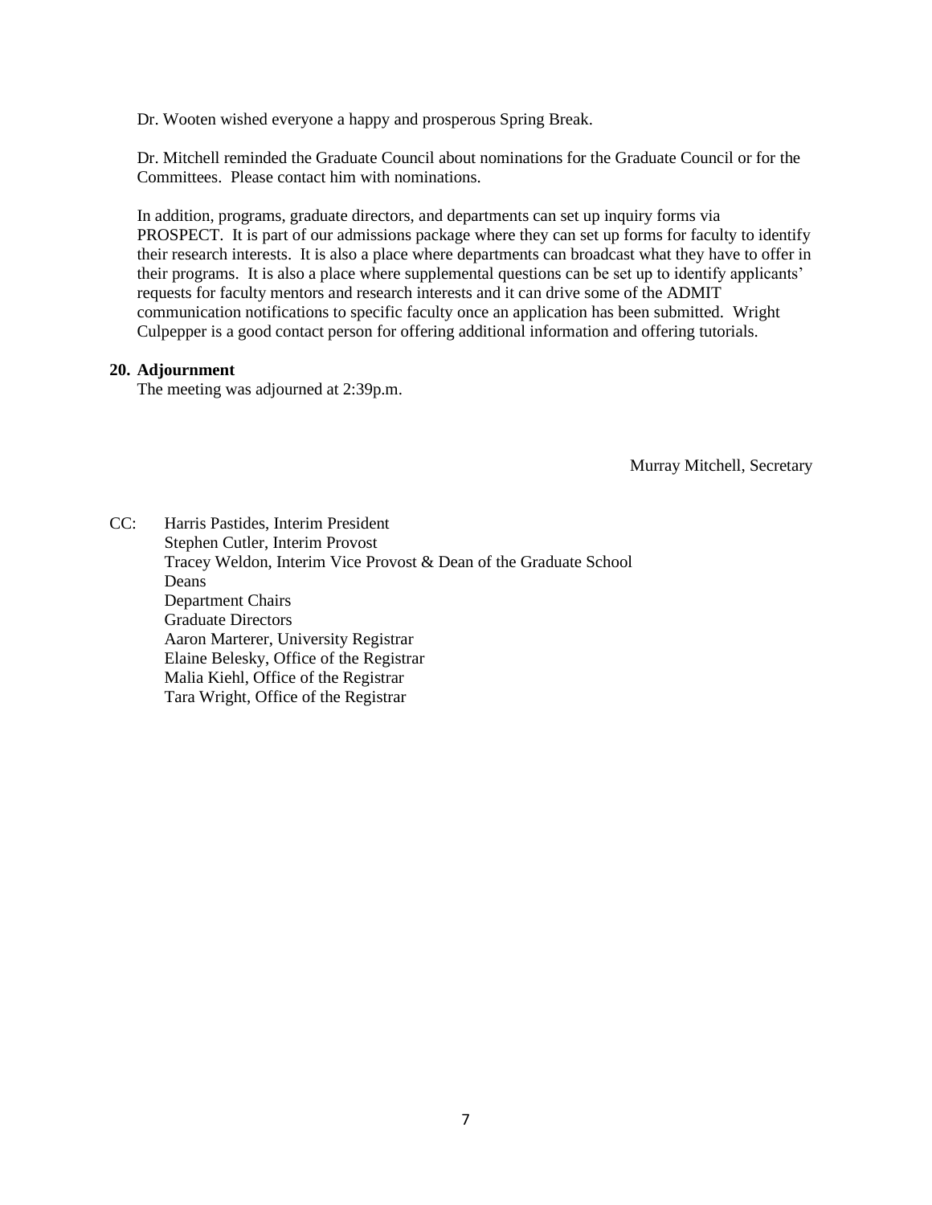Dr. Wooten wished everyone a happy and prosperous Spring Break.

Dr. Mitchell reminded the Graduate Council about nominations for the Graduate Council or for the Committees. Please contact him with nominations.

In addition, programs, graduate directors, and departments can set up inquiry forms via PROSPECT. It is part of our admissions package where they can set up forms for faculty to identify their research interests. It is also a place where departments can broadcast what they have to offer in their programs. It is also a place where supplemental questions can be set up to identify applicants' requests for faculty mentors and research interests and it can drive some of the ADMIT communication notifications to specific faculty once an application has been submitted. Wright Culpepper is a good contact person for offering additional information and offering tutorials.

**20. Adjournment**

The meeting was adjourned at 2:39p.m.

Murray Mitchell, Secretary

CC: Harris Pastides, Interim President
Stephen Cutler, Interim Provost
Tracey Weldon, Interim Vice Provost & Dean of the Graduate School
Deans
Department Chairs
Graduate Directors
Aaron Marterer, University Registrar
Elaine Belesky, Office of the Registrar
Malia Kiehl, Office of the Registrar
Tara Wright, Office of the Registrar